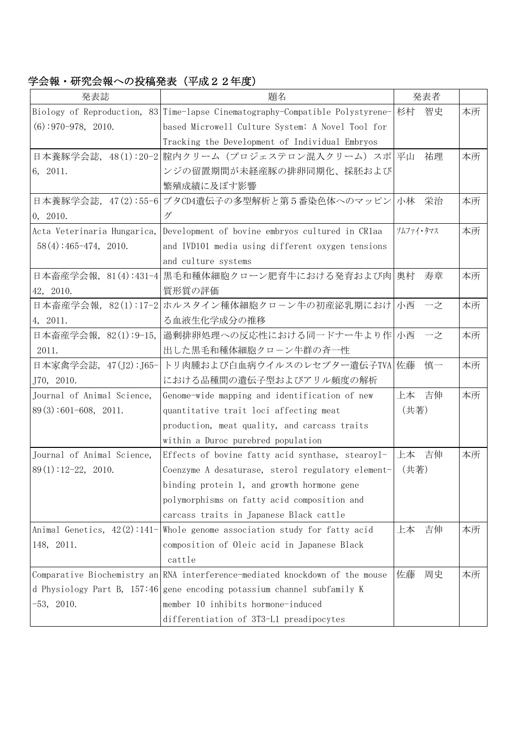## 学会報・研究会報への投稿発表（平成２２年度）

| 発表誌 | 題名 | 発表者 | |
|---|---|---|---|
| Biology of Reproduction, 83(6):970-978, 2010. | Time-lapse Cinematography-Compatible Polystyrene-based Microwell Culture System: A Novel Tool for Tracking the Development of Individual Embryos | 杉村　智史 | 本所 |
| 日本養豚学会誌, 48(1):20-26, 2011. | 腟内クリーム（プロジェステロン混入クリーム）スポンジの留置期間が未経産豚の排卵同期化、採胚および繁殖成績に及ぼす影響 | 平山　祐理 | 本所 |
| 日本養豚学会誌, 47(2):55-60, 2010. | ブタCD4遺伝子の多型解析と第５番染色体へのマッピング | 小林　栄治 | 本所 |
| Acta Veterinaria Hungarica, 58(4):465-474, 2010. | Development of bovine embryos cultured in CR1aa and IVD101 media using different oxygen tensions and culture systems | ｿﾑﾌｧｲ･ﾀﾏｽ | 本所 |
| 日本畜産学会報, 81(4):431-442, 2010. | 黒毛和種体細胞クローン肥育牛における発育および肉質形質の評価 | 奥村　寿章 | 本所 |
| 日本畜産学会報, 82(1):17-24, 2011. | ホルスタイン種体細胞クローン牛の初産泌乳期における血液生化学成分の推移 | 小西　一之 | 本所 |
| 日本畜産学会報, 82(1):9-15, 2011. | 過剰排卵処理への反応性における同一ドナー牛より作出した黒毛和種体細胞クローン牛群の斉一性 | 小西　一之 | 本所 |
| 日本家禽学会誌, 47(J2):J65-J70, 2010. | トリ肉腫および白血病ウイルスのレセプター遺伝子TVAにおける品種間の遺伝子型およびアリル頻度の解析 | 佐藤　慎一 | 本所 |
| Journal of Animal Science, 89(3):601-608, 2011. | Genome-wide mapping and identification of new quantitative trait loci affecting meat production, meat quality, and carcass traits within a Duroc purebred population | 上本　吉伸（共著） | 本所 |
| Journal of Animal Science, 89(1):12-22, 2010. | Effects of bovine fatty acid synthase, stearoyl-Coenzyme A desaturase, sterol regulatory element-binding protein 1, and growth hormone gene polymorphisms on fatty acid composition and carcass traits in Japanese Black cattle | 上本　吉伸（共著） | 本所 |
| Animal Genetics, 42(2):141-148, 2011. | Whole genome association study for fatty acid composition of Oleic acid in Japanese Black cattle | 上本　吉伸 | 本所 |
| Comparative Biochemistry and Physiology Part B, 157:46-53, 2010. | RNA interference-mediated knockdown of the mouse gene encoding potassium channel subfamily K member 10 inhibits hormone-induced differentiation of 3T3-L1 preadipocytes | 佐藤　周史 | 本所 |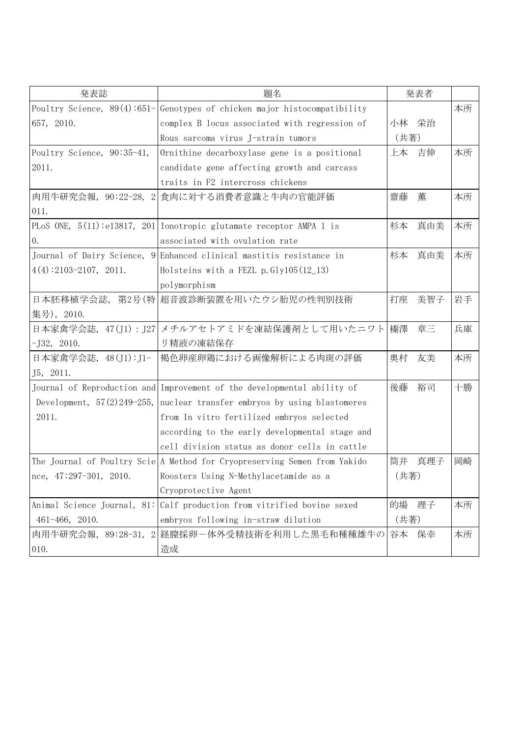| 発表誌 | 題名 | 発表者 | |
|---|---|---|---|
| Poultry Science, 89(4):651-657, 2010. | Genotypes of chicken major histocompatibility complex B locus associated with regression of Rous sarcoma virus J-strain tumors | 小林　栄治（共著） | 本所 |
| Poultry Science, 90:35-41, 2011. | Ornithine decarboxylase gene is a positional candidate gene affecting growth and carcass traits in F2 intercross chickens | 上本　吉伸 | 本所 |
| 肉用牛研究会報, 90:22-28, 2011. | 食肉に対する消費者意識と牛肉の官能評価 | 齋藤　薫 | 本所 |
| PLoS ONE, 5(11):e13817, 2010. | Ionotropic glutamate receptor AMPA 1 is associated with ovulation rate | 杉本　真由美 | 本所 |
| Journal of Dairy Science, 94(4):2103-2107, 2011. | Enhanced clinical mastitis resistance in Holsteins with a FEZL p.Gly105(12_13) polymorphism | 杉本　真由美 | 本所 |
| 日本胚移植学会誌, 第2号(特集号), 2010. | 超音波診断装置を用いたウシ胎児の性判別技術 | 打座　美智子 | 岩手 |
| 日本家禽学会誌, 47(J1):J27-J32, 2010. | メチルアセトアミドを凍結保護剤として用いたニワトリ精液の凍結保存 | 榛澤　章三 | 兵庫 |
| 日本家禽学会誌, 48(J1):J1-J5, 2011. | 褐色卵産卵鶏における画像解析による肉斑の評価 | 奥村　友美 | 本所 |
| Journal of Reproduction and Development, 57(2)249-255, 2011. | Improvement of the developmental ability of nuclear transfer embryos by using blastomeres from In vitro fertilized embryos selected according to the early developmental stage and cell division status as donor cells in cattle | 後藤　裕司 | 十勝 |
| The Journal of Poultry Science, 47:297-301, 2010. | A Method for Cryopreserving Semen from Yakido Roosters Using N-Methylacetamide as a Cryoprotective Agent | 筒井　真理子（共著） | 岡崎 |
| Animal Science Journal, 81:461-466, 2010. | Calf production from vitrified bovine sexed embryos following in-straw dilution | 的場　理子（共著） | 本所 |
| 肉用牛研究会報, 89:28-31, 2010. | 経膣採卵－体外受精技術を利用した黒毛和種種雄牛の造成 | 谷本　保幸 | 本所 |